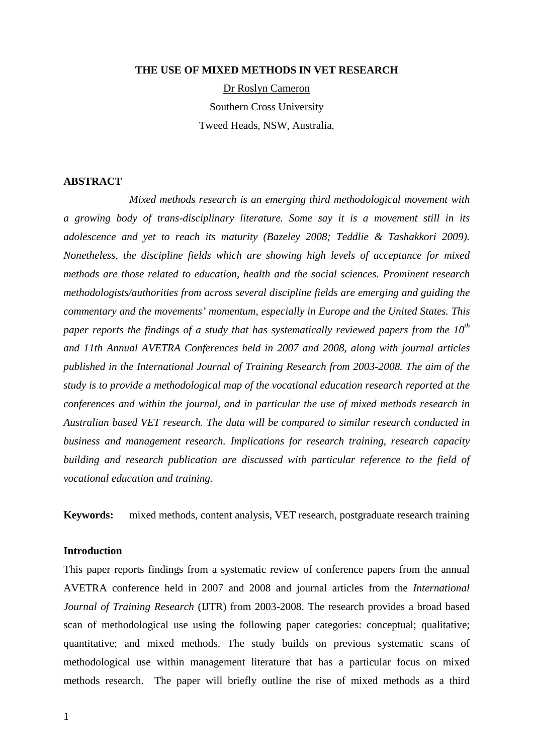# THE USE OF MIXED METHODS IN VET RESEARCH

Dr Roslyn Cameron

Southern Cross University

Tweed Heads, NSW, Australia.

## ABSTRACT

*Mixed methods research is an emerging third methodological movement with a growing body of trans-disciplinary literature. Some say it is a movement still in its adolescence and yet to reach its maturity (Bazeley 2008; Teddlie & Tashakkori 2009). Nonetheless, the discipline fields which are showing high levels of acceptance for mixed methods are those related to education, health and the social sciences. Prominent research methodologists/authorities from across several discipline fields are emerging and guiding the commentary and the movements' momentum, especially in Europe and the United States. This paper reports the findings of a study that has systematically reviewed papers from the 10th and 11th Annual AVETRA Conferences held in 2007 and 2008, along with journal articles published in the International Journal of Training Research from 2003-2008. The aim of the study is to provide a methodological map of the vocational education research reported at the conferences and within the journal, and in particular the use of mixed methods research in Australian based VET research. The data will be compared to similar research conducted in business and management research. Implications for research training, research capacity building and research publication are discussed with particular reference to the field of vocational education and training.*

**Keywords:** mixed methods, content analysis, VET research, postgraduate research training

## Introduction

This paper reports findings from a systematic review of conference papers from the annual AVETRA conference held in 2007 and 2008 and journal articles from the *International Journal of Training Research* (IJTR) from 2003-2008. The research provides a broad based scan of methodological use using the following paper categories: conceptual; qualitative; quantitative; and mixed methods. The study builds on previous systematic scans of methodological use within management literature that has a particular focus on mixed methods research. The paper will briefly outline the rise of mixed methods as a third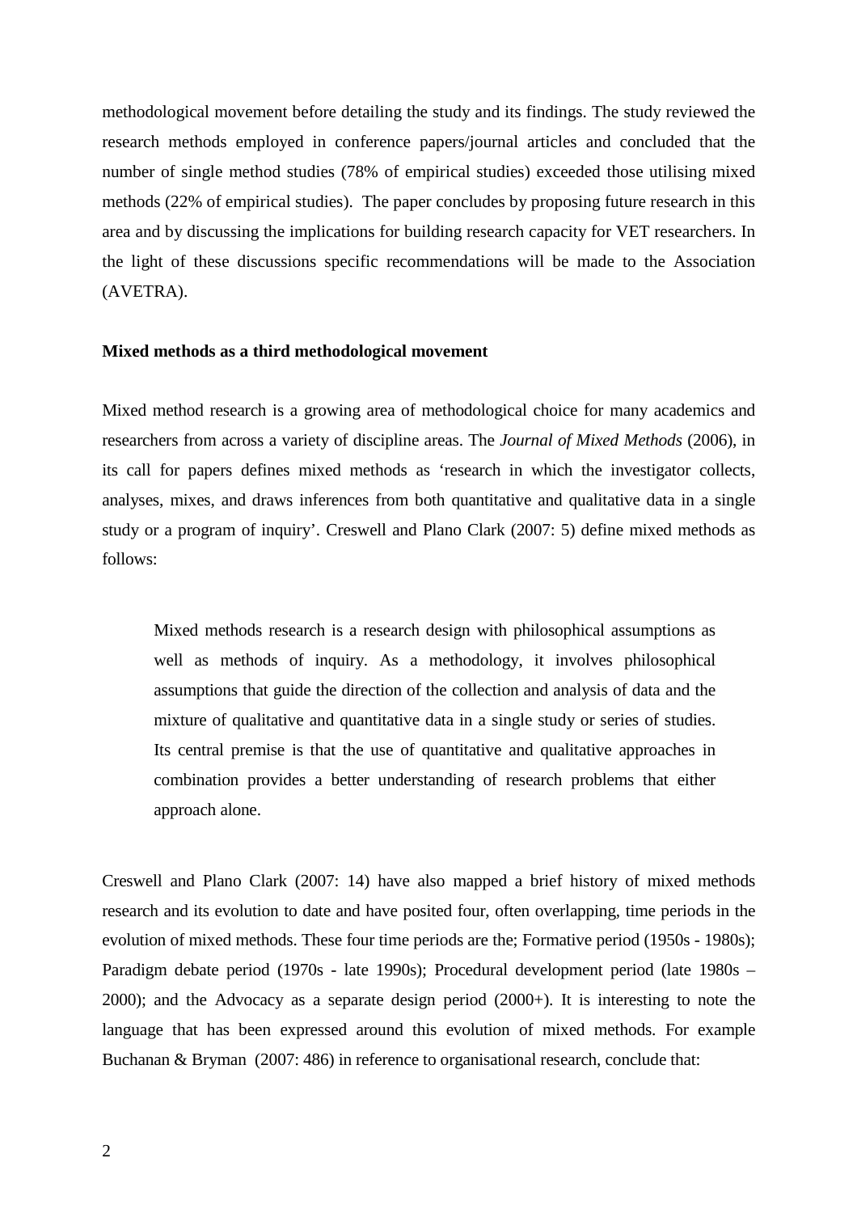methodological movement before detailing the study and its findings. The study reviewed the research methods employed in conference papers/journal articles and concluded that the number of single method studies (78% of empirical studies) exceeded those utilising mixed methods (22% of empirical studies). The paper concludes by proposing future research in this area and by discussing the implications for building research capacity for VET researchers. In the light of these discussions specific recommendations will be made to the Association (AVETRA).

## Mixed methods as a third methodological movement

Mixed method research is a growing area of methodological choice for many academics and researchers from across a variety of discipline areas. The *Journal of Mixed Methods* (2006), in its call for papers defines mixed methods as 'research in which the investigator collects, analyses, mixes, and draws inferences from both quantitative and qualitative data in a single study or a program of inquiry'. Creswell and Plano Clark (2007: 5) define mixed methods as follows:

> Mixed methods research is a research design with philosophical assumptions as well as methods of inquiry. As a methodology, it involves philosophical assumptions that guide the direction of the collection and analysis of data and the mixture of qualitative and quantitative data in a single study or series of studies. Its central premise is that the use of quantitative and qualitative approaches in combination provides a better understanding of research problems that either approach alone.

Creswell and Plano Clark (2007: 14) have also mapped a brief history of mixed methods research and its evolution to date and have posited four, often overlapping, time periods in the evolution of mixed methods. These four time periods are the; Formative period (1950s - 1980s); Paradigm debate period (1970s - late 1990s); Procedural development period (late 1980s – 2000); and the Advocacy as a separate design period (2000+). It is interesting to note the language that has been expressed around this evolution of mixed methods. For example Buchanan & Bryman (2007: 486) in reference to organisational research, conclude that: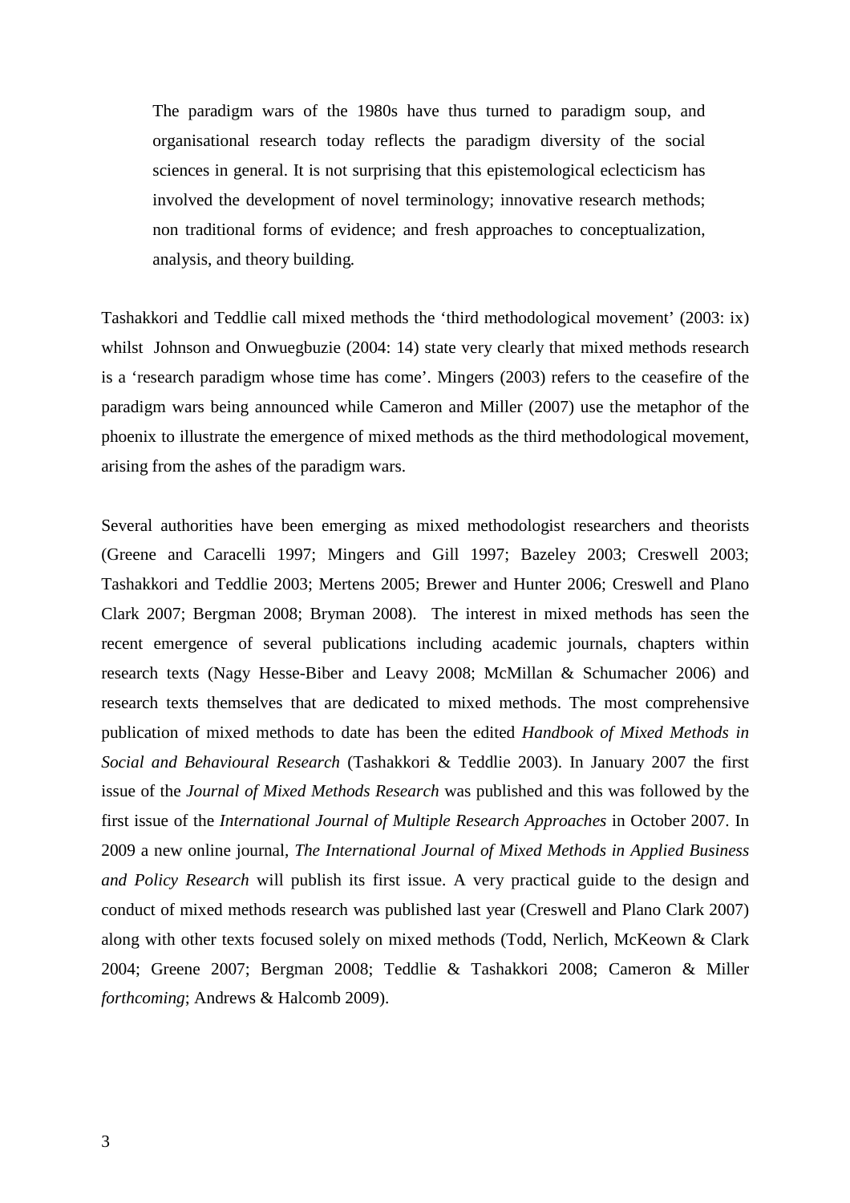> The paradigm wars of the 1980s have thus turned to paradigm soup, and organisational research today reflects the paradigm diversity of the social sciences in general. It is not surprising that this epistemological eclecticism has involved the development of novel terminology; innovative research methods; non traditional forms of evidence; and fresh approaches to conceptualization, analysis, and theory building.

Tashakkori and Teddlie call mixed methods the 'third methodological movement' (2003: ix) whilst Johnson and Onwuegbuzie (2004: 14) state very clearly that mixed methods research is a 'research paradigm whose time has come'. Mingers (2003) refers to the ceasefire of the paradigm wars being announced while Cameron and Miller (2007) use the metaphor of the phoenix to illustrate the emergence of mixed methods as the third methodological movement, arising from the ashes of the paradigm wars.

Several authorities have been emerging as mixed methodologist researchers and theorists (Greene and Caracelli 1997; Mingers and Gill 1997; Bazeley 2003; Creswell 2003; Tashakkori and Teddlie 2003; Mertens 2005; Brewer and Hunter 2006; Creswell and Plano Clark 2007; Bergman 2008; Bryman 2008). The interest in mixed methods has seen the recent emergence of several publications including academic journals, chapters within research texts (Nagy Hesse-Biber and Leavy 2008; McMillan & Schumacher 2006) and research texts themselves that are dedicated to mixed methods. The most comprehensive publication of mixed methods to date has been the edited *Handbook of Mixed Methods in Social and Behavioural Research* (Tashakkori & Teddlie 2003). In January 2007 the first issue of the *Journal of Mixed Methods Research* was published and this was followed by the first issue of the *International Journal of Multiple Research Approaches* in October 2007. In 2009 a new online journal, *The International Journal of Mixed Methods in Applied Business and Policy Research* will publish its first issue. A very practical guide to the design and conduct of mixed methods research was published last year (Creswell and Plano Clark 2007) along with other texts focused solely on mixed methods (Todd, Nerlich, McKeown & Clark 2004; Greene 2007; Bergman 2008; Teddlie & Tashakkori 2008; Cameron & Miller *forthcoming*; Andrews & Halcomb 2009).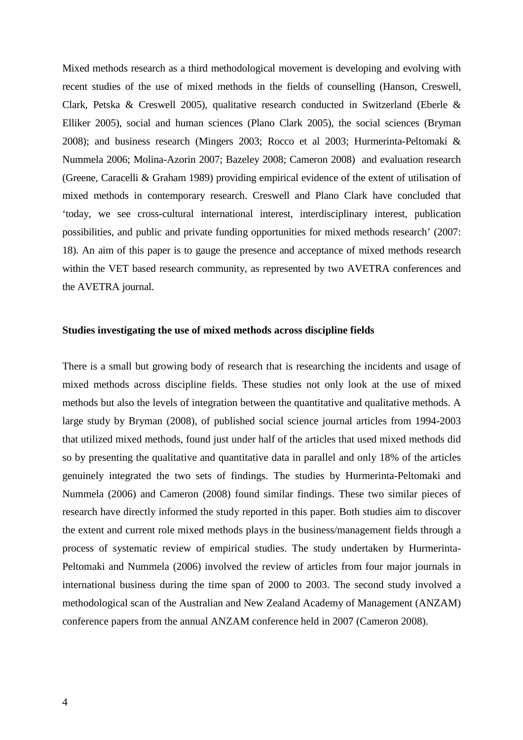Mixed methods research as a third methodological movement is developing and evolving with recent studies of the use of mixed methods in the fields of counselling (Hanson, Creswell, Clark, Petska & Creswell 2005), qualitative research conducted in Switzerland (Eberle & Elliker 2005), social and human sciences (Plano Clark 2005), the social sciences (Bryman 2008); and business research (Mingers 2003; Rocco et al 2003; Hurmerinta-Peltomaki & Nummela 2006; Molina-Azorin 2007; Bazeley 2008; Cameron 2008) and evaluation research (Greene, Caracelli & Graham 1989) providing empirical evidence of the extent of utilisation of mixed methods in contemporary research. Creswell and Plano Clark have concluded that 'today, we see cross-cultural international interest, interdisciplinary interest, publication possibilities, and public and private funding opportunities for mixed methods research' (2007: 18). An aim of this paper is to gauge the presence and acceptance of mixed methods research within the VET based research community, as represented by two AVETRA conferences and the AVETRA journal.

**Studies investigating the use of mixed methods across discipline fields**

There is a small but growing body of research that is researching the incidents and usage of mixed methods across discipline fields. These studies not only look at the use of mixed methods but also the levels of integration between the quantitative and qualitative methods. A large study by Bryman (2008), of published social science journal articles from 1994-2003 that utilized mixed methods, found just under half of the articles that used mixed methods did so by presenting the qualitative and quantitative data in parallel and only 18% of the articles genuinely integrated the two sets of findings. The studies by Hurmerinta-Peltomaki and Nummela (2006) and Cameron (2008) found similar findings. These two similar pieces of research have directly informed the study reported in this paper. Both studies aim to discover the extent and current role mixed methods plays in the business/management fields through a process of systematic review of empirical studies. The study undertaken by Hurmerinta-Peltomaki and Nummela (2006) involved the review of articles from four major journals in international business during the time span of 2000 to 2003. The second study involved a methodological scan of the Australian and New Zealand Academy of Management (ANZAM) conference papers from the annual ANZAM conference held in 2007 (Cameron 2008).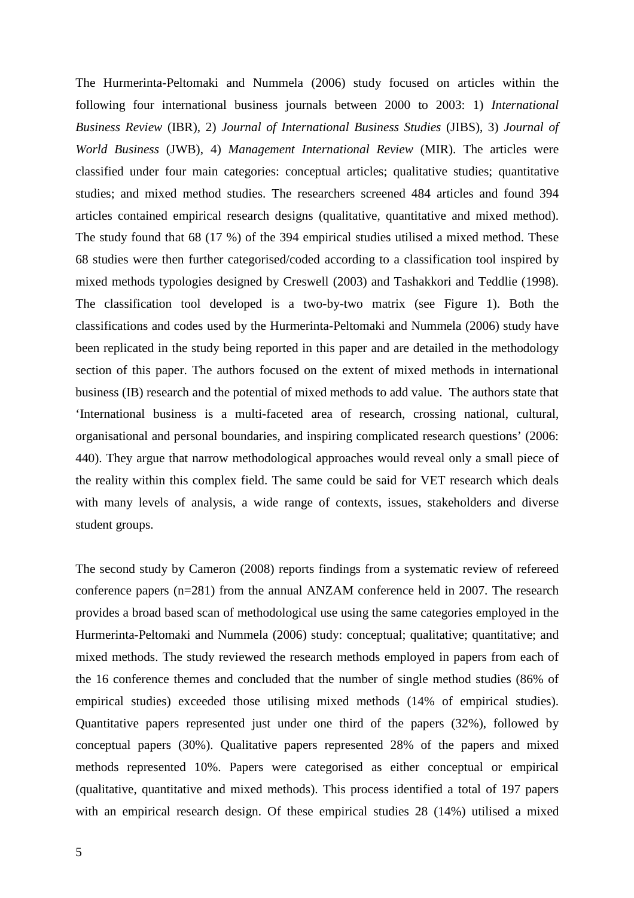The Hurmerinta-Peltomaki and Nummela (2006) study focused on articles within the following four international business journals between 2000 to 2003: 1) *International Business Review* (IBR), 2) *Journal of International Business Studies* (JIBS), 3) *Journal of World Business* (JWB), 4) *Management International Review* (MIR). The articles were classified under four main categories: conceptual articles; qualitative studies; quantitative studies; and mixed method studies. The researchers screened 484 articles and found 394 articles contained empirical research designs (qualitative, quantitative and mixed method). The study found that 68 (17 %) of the 394 empirical studies utilised a mixed method. These 68 studies were then further categorised/coded according to a classification tool inspired by mixed methods typologies designed by Creswell (2003) and Tashakkori and Teddlie (1998). The classification tool developed is a two-by-two matrix (see Figure 1). Both the classifications and codes used by the Hurmerinta-Peltomaki and Nummela (2006) study have been replicated in the study being reported in this paper and are detailed in the methodology section of this paper. The authors focused on the extent of mixed methods in international business (IB) research and the potential of mixed methods to add value. The authors state that 'International business is a multi-faceted area of research, crossing national, cultural, organisational and personal boundaries, and inspiring complicated research questions' (2006: 440). They argue that narrow methodological approaches would reveal only a small piece of the reality within this complex field. The same could be said for VET research which deals with many levels of analysis, a wide range of contexts, issues, stakeholders and diverse student groups.

The second study by Cameron (2008) reports findings from a systematic review of refereed conference papers (n=281) from the annual ANZAM conference held in 2007. The research provides a broad based scan of methodological use using the same categories employed in the Hurmerinta-Peltomaki and Nummela (2006) study: conceptual; qualitative; quantitative; and mixed methods. The study reviewed the research methods employed in papers from each of the 16 conference themes and concluded that the number of single method studies (86% of empirical studies) exceeded those utilising mixed methods (14% of empirical studies). Quantitative papers represented just under one third of the papers (32%), followed by conceptual papers (30%). Qualitative papers represented 28% of the papers and mixed methods represented 10%. Papers were categorised as either conceptual or empirical (qualitative, quantitative and mixed methods). This process identified a total of 197 papers with an empirical research design. Of these empirical studies 28 (14%) utilised a mixed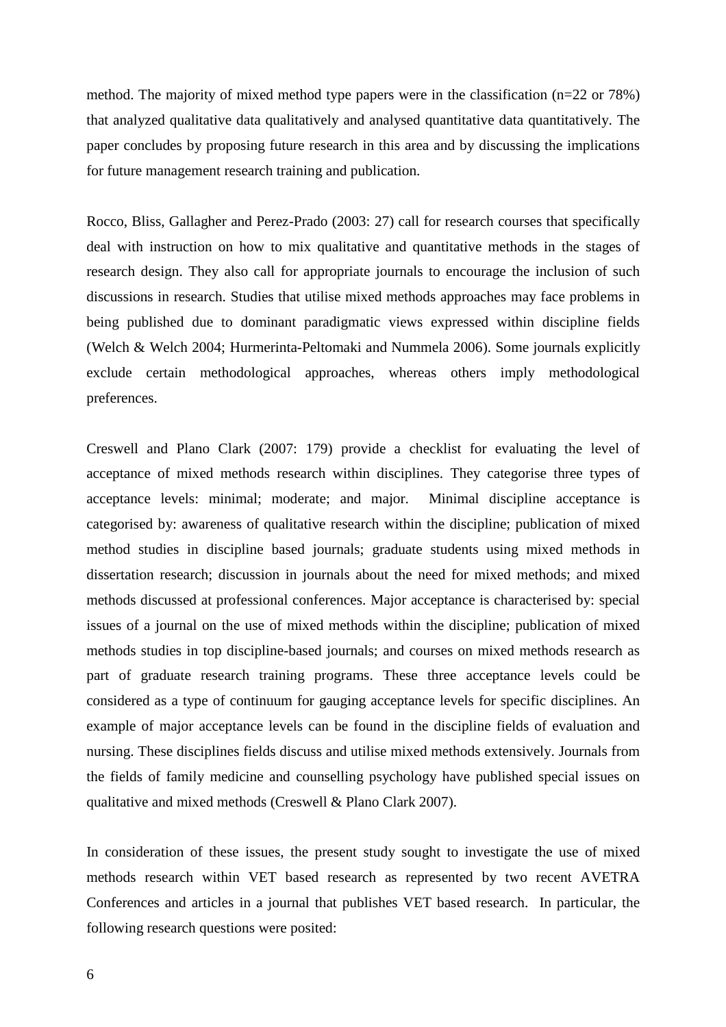method. The majority of mixed method type papers were in the classification (n=22 or 78%) that analyzed qualitative data qualitatively and analysed quantitative data quantitatively. The paper concludes by proposing future research in this area and by discussing the implications for future management research training and publication.

Rocco, Bliss, Gallagher and Perez-Prado (2003: 27) call for research courses that specifically deal with instruction on how to mix qualitative and quantitative methods in the stages of research design. They also call for appropriate journals to encourage the inclusion of such discussions in research. Studies that utilise mixed methods approaches may face problems in being published due to dominant paradigmatic views expressed within discipline fields (Welch & Welch 2004; Hurmerinta-Peltomaki and Nummela 2006). Some journals explicitly exclude certain methodological approaches, whereas others imply methodological preferences.

Creswell and Plano Clark (2007: 179) provide a checklist for evaluating the level of acceptance of mixed methods research within disciplines. They categorise three types of acceptance levels: minimal; moderate; and major. Minimal discipline acceptance is categorised by: awareness of qualitative research within the discipline; publication of mixed method studies in discipline based journals; graduate students using mixed methods in dissertation research; discussion in journals about the need for mixed methods; and mixed methods discussed at professional conferences. Major acceptance is characterised by: special issues of a journal on the use of mixed methods within the discipline; publication of mixed methods studies in top discipline-based journals; and courses on mixed methods research as part of graduate research training programs. These three acceptance levels could be considered as a type of continuum for gauging acceptance levels for specific disciplines. An example of major acceptance levels can be found in the discipline fields of evaluation and nursing. These disciplines fields discuss and utilise mixed methods extensively. Journals from the fields of family medicine and counselling psychology have published special issues on qualitative and mixed methods (Creswell & Plano Clark 2007).

In consideration of these issues, the present study sought to investigate the use of mixed methods research within VET based research as represented by two recent AVETRA Conferences and articles in a journal that publishes VET based research. In particular, the following research questions were posited: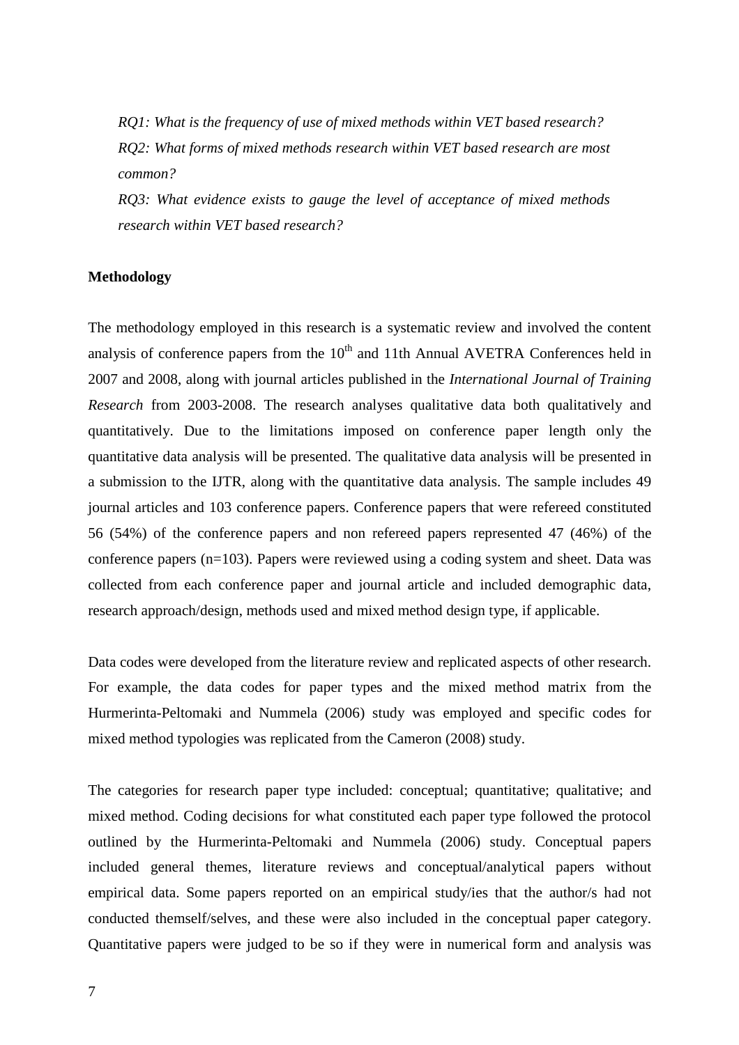*RQ1: What is the frequency of use of mixed methods within VET based research?*
*RQ2: What forms of mixed methods research within VET based research are most common?*
*RQ3: What evidence exists to gauge the level of acceptance of mixed methods research within VET based research?*

**Methodology**

The methodology employed in this research is a systematic review and involved the content analysis of conference papers from the 10th and 11th Annual AVETRA Conferences held in 2007 and 2008, along with journal articles published in the *International Journal of Training Research* from 2003-2008. The research analyses qualitative data both qualitatively and quantitatively. Due to the limitations imposed on conference paper length only the quantitative data analysis will be presented. The qualitative data analysis will be presented in a submission to the IJTR, along with the quantitative data analysis. The sample includes 49 journal articles and 103 conference papers. Conference papers that were refereed constituted 56 (54%) of the conference papers and non refereed papers represented 47 (46%) of the conference papers (n=103). Papers were reviewed using a coding system and sheet. Data was collected from each conference paper and journal article and included demographic data, research approach/design, methods used and mixed method design type, if applicable.

Data codes were developed from the literature review and replicated aspects of other research. For example, the data codes for paper types and the mixed method matrix from the Hurmerinta-Peltomaki and Nummela (2006) study was employed and specific codes for mixed method typologies was replicated from the Cameron (2008) study.

The categories for research paper type included: conceptual; quantitative; qualitative; and mixed method. Coding decisions for what constituted each paper type followed the protocol outlined by the Hurmerinta-Peltomaki and Nummela (2006) study. Conceptual papers included general themes, literature reviews and conceptual/analytical papers without empirical data. Some papers reported on an empirical study/ies that the author/s had not conducted themself/selves, and these were also included in the conceptual paper category. Quantitative papers were judged to be so if they were in numerical form and analysis was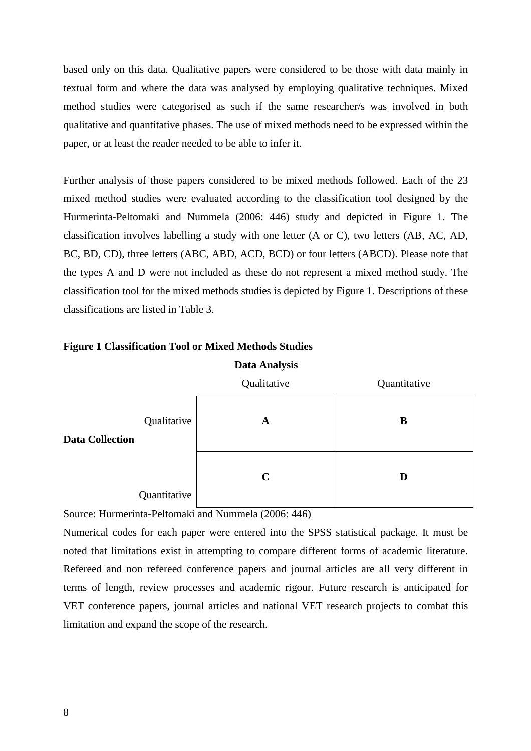based only on this data. Qualitative papers were considered to be those with data mainly in textual form and where the data was analysed by employing qualitative techniques. Mixed method studies were categorised as such if the same researcher/s was involved in both qualitative and quantitative phases. The use of mixed methods need to be expressed within the paper, or at least the reader needed to be able to infer it.

Further analysis of those papers considered to be mixed methods followed. Each of the 23 mixed method studies were evaluated according to the classification tool designed by the Hurmerinta-Peltomaki and Nummela (2006: 446) study and depicted in Figure 1. The classification involves labelling a study with one letter (A or C), two letters (AB, AC, AD, BC, BD, CD), three letters (ABC, ABD, ACD, BCD) or four letters (ABCD). Please note that the types A and D were not included as these do not represent a mixed method study. The classification tool for the mixed methods studies is depicted by Figure 1. Descriptions of these classifications are listed in Table 3.

**Figure 1 Classification Tool or Mixed Methods Studies**

| | | **Data Analysis** | |
|---|---|---|---|
| | | Qualitative | Quantitative |
| **Data Collection** | Qualitative | **A** | **B** |
| | Quantitative | **C** | **D** |

Source: Hurmerinta-Peltomaki and Nummela (2006: 446)

Numerical codes for each paper were entered into the SPSS statistical package. It must be noted that limitations exist in attempting to compare different forms of academic literature. Refereed and non refereed conference papers and journal articles are all very different in terms of length, review processes and academic rigour. Future research is anticipated for VET conference papers, journal articles and national VET research projects to combat this limitation and expand the scope of the research.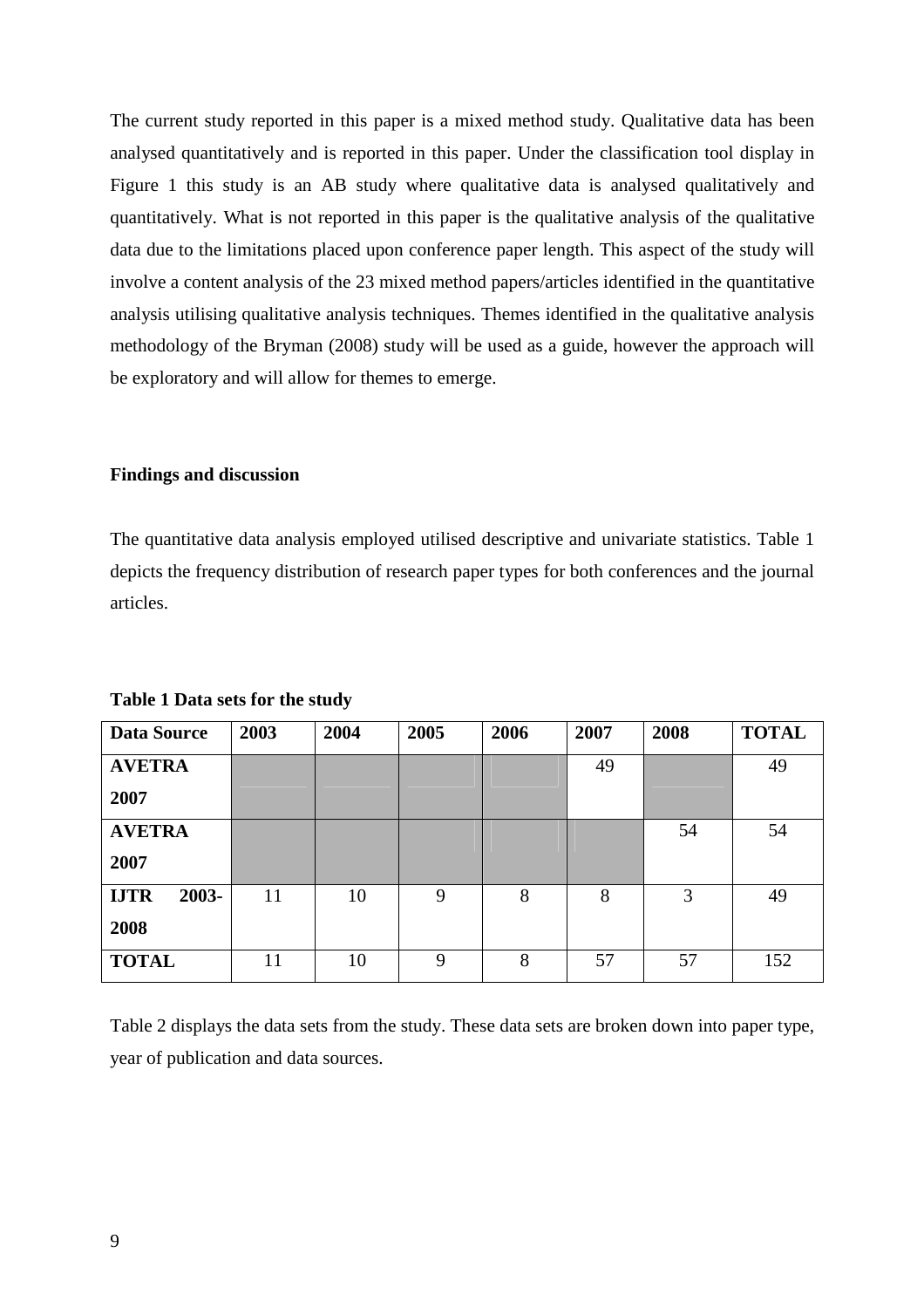The current study reported in this paper is a mixed method study. Qualitative data has been analysed quantitatively and is reported in this paper. Under the classification tool display in Figure 1 this study is an AB study where qualitative data is analysed qualitatively and quantitatively. What is not reported in this paper is the qualitative analysis of the qualitative data due to the limitations placed upon conference paper length. This aspect of the study will involve a content analysis of the 23 mixed method papers/articles identified in the quantitative analysis utilising qualitative analysis techniques. Themes identified in the qualitative analysis methodology of the Bryman (2008) study will be used as a guide, however the approach will be exploratory and will allow for themes to emerge.

## Findings and discussion

The quantitative data analysis employed utilised descriptive and univariate statistics. Table 1 depicts the frequency distribution of research paper types for both conferences and the journal articles.

**Table 1 Data sets for the study**

| Data Source | 2003 | 2004 | 2005 | 2006 | 2007 | 2008 | TOTAL |
|---|---|---|---|---|---|---|---|
| **AVETRA 2007** | | | | | 49 | | 49 |
| **AVETRA 2007** | | | | | | 54 | 54 |
| **IJTR 2003-2008** | 11 | 10 | 9 | 8 | 8 | 3 | 49 |
| **TOTAL** | 11 | 10 | 9 | 8 | 57 | 57 | 152 |

Table 2 displays the data sets from the study. These data sets are broken down into paper type, year of publication and data sources.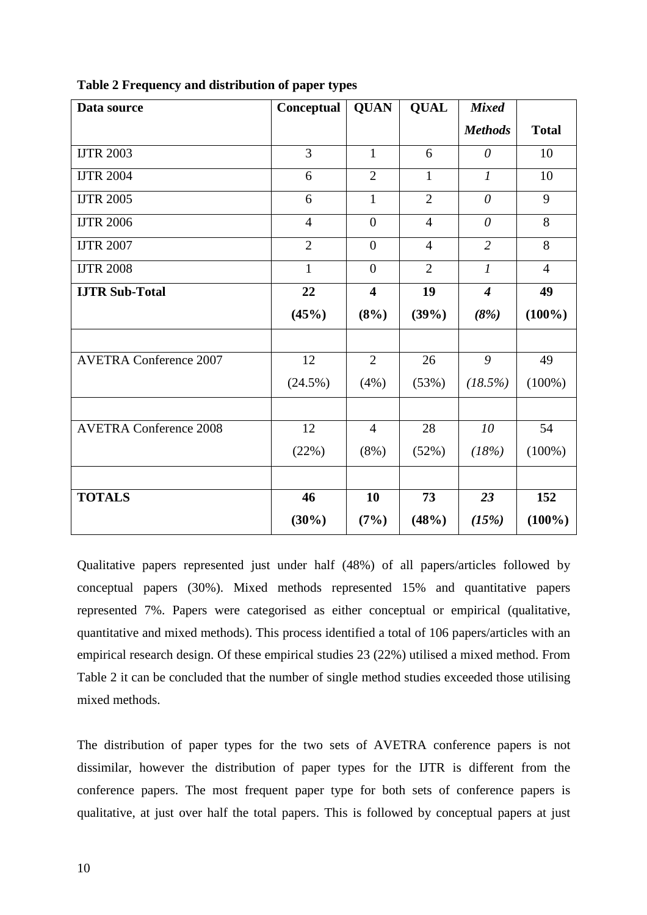**Table 2 Frequency and distribution of paper types**

| Data source | Conceptual | QUAN | QUAL | *Mixed Methods* | Total |
|---|---|---|---|---|---|
| IJTR 2003 | 3 | 1 | 6 | *0* | 10 |
| IJTR 2004 | 6 | 2 | 1 | *1* | 10 |
| IJTR 2005 | 6 | 1 | 2 | *0* | 9 |
| IJTR 2006 | 4 | 0 | 4 | *0* | 8 |
| IJTR 2007 | 2 | 0 | 4 | *2* | 8 |
| IJTR 2008 | 1 | 0 | 2 | *1* | 4 |
| **IJTR Sub-Total** | **22 (45%)** | **4 (8%)** | **19 (39%)** | ***4 (8%)*** | **49 (100%)** |
| | | | | | |
| AVETRA Conference 2007 | 12 (24.5%) | 2 (4%) | 26 (53%) | *9 (18.5%)* | 49 (100%) |
| | | | | | |
| AVETRA Conference 2008 | 12 (22%) | 4 (8%) | 28 (52%) | *10 (18%)* | 54 (100%) |
| | | | | | |
| **TOTALS** | **46 (30%)** | **10 (7%)** | **73 (48%)** | ***23 (15%)*** | **152 (100%)** |

Qualitative papers represented just under half (48%) of all papers/articles followed by conceptual papers (30%). Mixed methods represented 15% and quantitative papers represented 7%. Papers were categorised as either conceptual or empirical (qualitative, quantitative and mixed methods). This process identified a total of 106 papers/articles with an empirical research design. Of these empirical studies 23 (22%) utilised a mixed method. From Table 2 it can be concluded that the number of single method studies exceeded those utilising mixed methods.

The distribution of paper types for the two sets of AVETRA conference papers is not dissimilar, however the distribution of paper types for the IJTR is different from the conference papers. The most frequent paper type for both sets of conference papers is qualitative, at just over half the total papers. This is followed by conceptual papers at just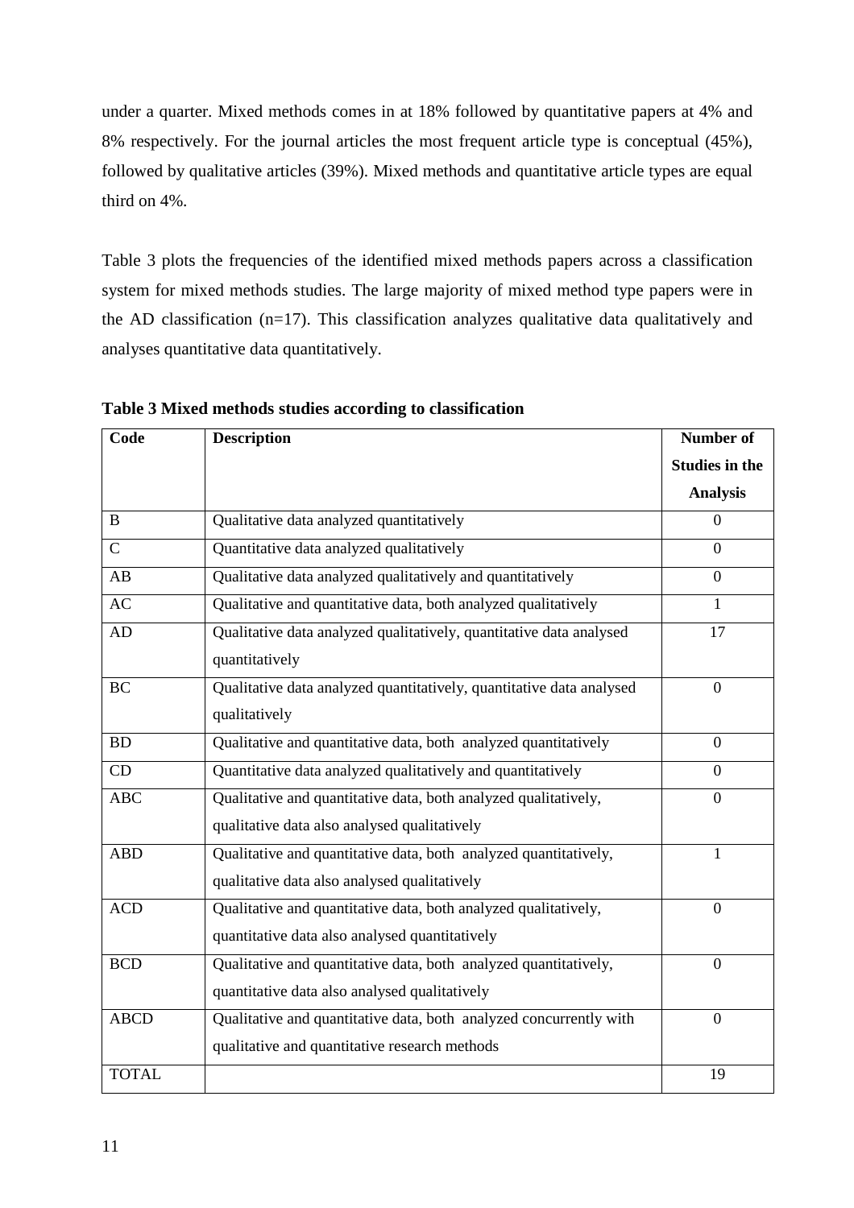under a quarter. Mixed methods comes in at 18% followed by quantitative papers at 4% and 8% respectively. For the journal articles the most frequent article type is conceptual (45%), followed by qualitative articles (39%). Mixed methods and quantitative article types are equal third on 4%.

Table 3 plots the frequencies of the identified mixed methods papers across a classification system for mixed methods studies. The large majority of mixed method type papers were in the AD classification (n=17). This classification analyzes qualitative data qualitatively and analyses quantitative data quantitatively.

**Table 3 Mixed methods studies according to classification**

| Code | Description | Number of Studies in the Analysis |
|---|---|---|
| B | Qualitative data analyzed quantitatively | 0 |
| C | Quantitative data analyzed qualitatively | 0 |
| AB | Qualitative data analyzed qualitatively and quantitatively | 0 |
| AC | Qualitative and quantitative data, both analyzed qualitatively | 1 |
| AD | Qualitative data analyzed qualitatively, quantitative data analysed quantitatively | 17 |
| BC | Qualitative data analyzed quantitatively, quantitative data analysed qualitatively | 0 |
| BD | Qualitative and quantitative data, both analyzed quantitatively | 0 |
| CD | Quantitative data analyzed qualitatively and quantitatively | 0 |
| ABC | Qualitative and quantitative data, both analyzed qualitatively, qualitative data also analysed qualitatively | 0 |
| ABD | Qualitative and quantitative data, both analyzed quantitatively, qualitative data also analysed qualitatively | 1 |
| ACD | Qualitative and quantitative data, both analyzed qualitatively, quantitative data also analysed quantitatively | 0 |
| BCD | Qualitative and quantitative data, both analyzed quantitatively, quantitative data also analysed qualitatively | 0 |
| ABCD | Qualitative and quantitative data, both analyzed concurrently with qualitative and quantitative research methods | 0 |
| TOTAL | | 19 |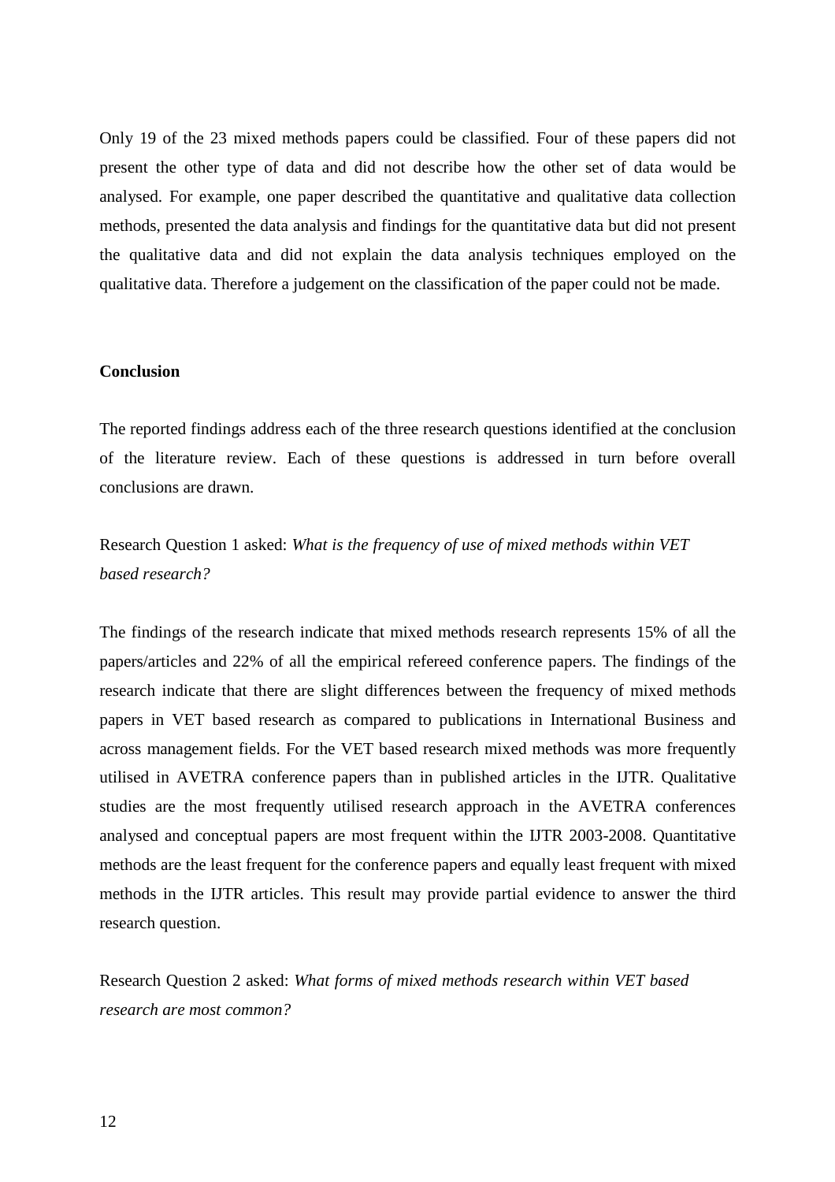Only 19 of the 23 mixed methods papers could be classified. Four of these papers did not present the other type of data and did not describe how the other set of data would be analysed. For example, one paper described the quantitative and qualitative data collection methods, presented the data analysis and findings for the quantitative data but did not present the qualitative data and did not explain the data analysis techniques employed on the qualitative data. Therefore a judgement on the classification of the paper could not be made.

## Conclusion

The reported findings address each of the three research questions identified at the conclusion of the literature review. Each of these questions is addressed in turn before overall conclusions are drawn.

Research Question 1 asked: *What is the frequency of use of mixed methods within VET based research?*

The findings of the research indicate that mixed methods research represents 15% of all the papers/articles and 22% of all the empirical refereed conference papers. The findings of the research indicate that there are slight differences between the frequency of mixed methods papers in VET based research as compared to publications in International Business and across management fields. For the VET based research mixed methods was more frequently utilised in AVETRA conference papers than in published articles in the IJTR. Qualitative studies are the most frequently utilised research approach in the AVETRA conferences analysed and conceptual papers are most frequent within the IJTR 2003-2008. Quantitative methods are the least frequent for the conference papers and equally least frequent with mixed methods in the IJTR articles. This result may provide partial evidence to answer the third research question.

Research Question 2 asked: *What forms of mixed methods research within VET based research are most common?*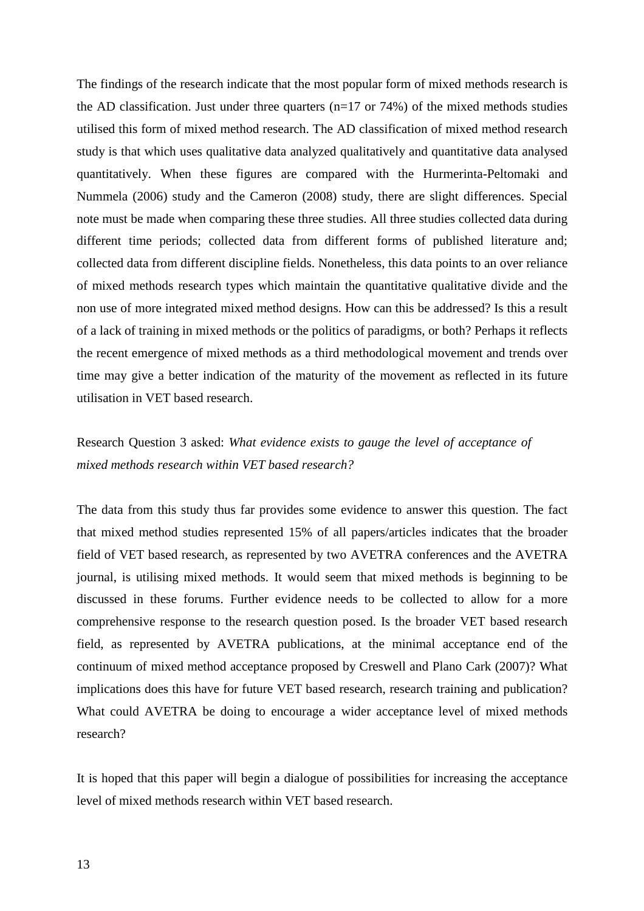The findings of the research indicate that the most popular form of mixed methods research is the AD classification. Just under three quarters (n=17 or 74%) of the mixed methods studies utilised this form of mixed method research. The AD classification of mixed method research study is that which uses qualitative data analyzed qualitatively and quantitative data analysed quantitatively. When these figures are compared with the Hurmerinta-Peltomaki and Nummela (2006) study and the Cameron (2008) study, there are slight differences. Special note must be made when comparing these three studies. All three studies collected data during different time periods; collected data from different forms of published literature and; collected data from different discipline fields. Nonetheless, this data points to an over reliance of mixed methods research types which maintain the quantitative qualitative divide and the non use of more integrated mixed method designs. How can this be addressed? Is this a result of a lack of training in mixed methods or the politics of paradigms, or both? Perhaps it reflects the recent emergence of mixed methods as a third methodological movement and trends over time may give a better indication of the maturity of the movement as reflected in its future utilisation in VET based research.

Research Question 3 asked: *What evidence exists to gauge the level of acceptance of mixed methods research within VET based research?*

The data from this study thus far provides some evidence to answer this question. The fact that mixed method studies represented 15% of all papers/articles indicates that the broader field of VET based research, as represented by two AVETRA conferences and the AVETRA journal, is utilising mixed methods. It would seem that mixed methods is beginning to be discussed in these forums. Further evidence needs to be collected to allow for a more comprehensive response to the research question posed. Is the broader VET based research field, as represented by AVETRA publications, at the minimal acceptance end of the continuum of mixed method acceptance proposed by Creswell and Plano Cark (2007)? What implications does this have for future VET based research, research training and publication? What could AVETRA be doing to encourage a wider acceptance level of mixed methods research?

It is hoped that this paper will begin a dialogue of possibilities for increasing the acceptance level of mixed methods research within VET based research.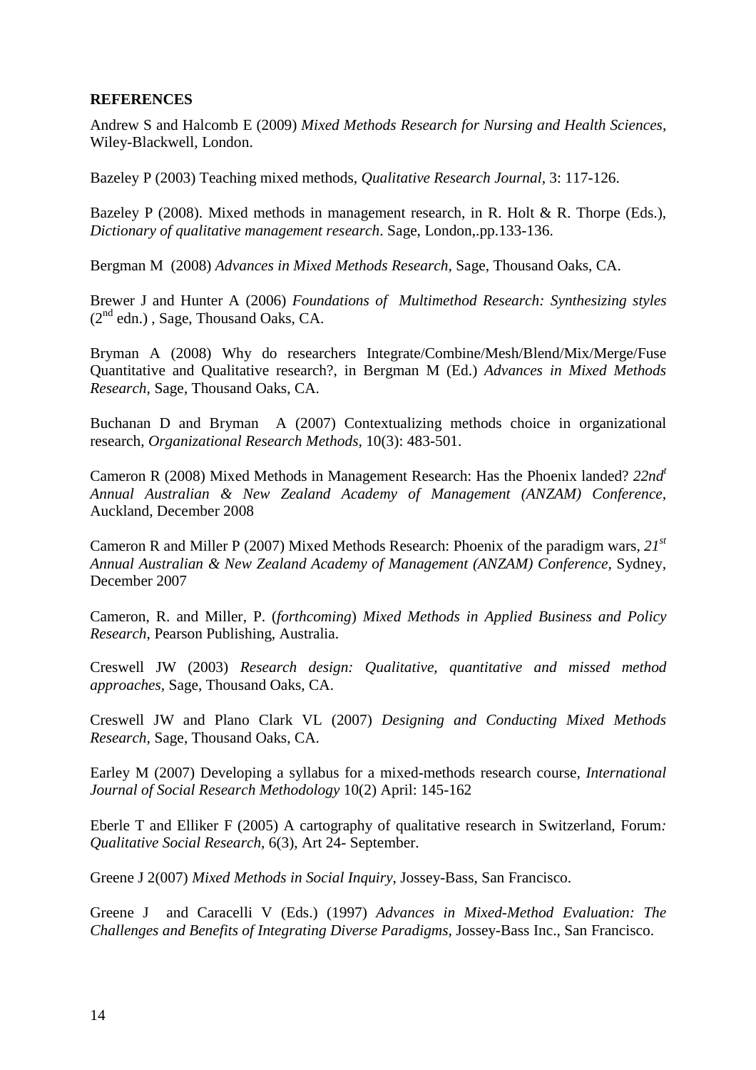**REFERENCES**

Andrew S and Halcomb E (2009) *Mixed Methods Research for Nursing and Health Sciences*, Wiley-Blackwell, London.

Bazeley P (2003) Teaching mixed methods, *Qualitative Research Journal*, 3: 117-126.

Bazeley P (2008). Mixed methods in management research, in R. Holt & R. Thorpe (Eds.), *Dictionary of qualitative management research*. Sage, London,.pp.133-136.

Bergman M (2008) *Advances in Mixed Methods Research,* Sage, Thousand Oaks, CA.

Brewer J and Hunter A (2006) *Foundations of Multimethod Research: Synthesizing styles* (2nd edn.) , Sage, Thousand Oaks, CA.

Bryman A (2008) Why do researchers Integrate/Combine/Mesh/Blend/Mix/Merge/Fuse Quantitative and Qualitative research?, in Bergman M (Ed.) *Advances in Mixed Methods Research*, Sage, Thousand Oaks, CA.

Buchanan D and Bryman A (2007) Contextualizing methods choice in organizational research, *Organizational Research Methods*, 10(3): 483-501.

Cameron R (2008) Mixed Methods in Management Research: Has the Phoenix landed? *22nd^t Annual Australian & New Zealand Academy of Management (ANZAM) Conference,* Auckland, December 2008

Cameron R and Miller P (2007) Mixed Methods Research: Phoenix of the paradigm wars, *21st Annual Australian & New Zealand Academy of Management (ANZAM) Conference*, Sydney, December 2007

Cameron, R. and Miller, P. (*forthcoming*) *Mixed Methods in Applied Business and Policy Research*, Pearson Publishing, Australia.

Creswell JW (2003) *Research design: Qualitative, quantitative and missed method approaches*, Sage, Thousand Oaks, CA.

Creswell JW and Plano Clark VL (2007) *Designing and Conducting Mixed Methods Research*, Sage, Thousand Oaks, CA.

Earley M (2007) Developing a syllabus for a mixed-methods research course, *International Journal of Social Research Methodology* 10(2) April: 145-162

Eberle T and Elliker F (2005) A cartography of qualitative research in Switzerland, Forum*: Qualitative Social Research*, 6(3), Art 24- September.

Greene J 2(007) *Mixed Methods in Social Inquiry*, Jossey-Bass, San Francisco.

Greene J and Caracelli V (Eds.) (1997) *Advances in Mixed-Method Evaluation: The Challenges and Benefits of Integrating Diverse Paradigms*, Jossey-Bass Inc., San Francisco.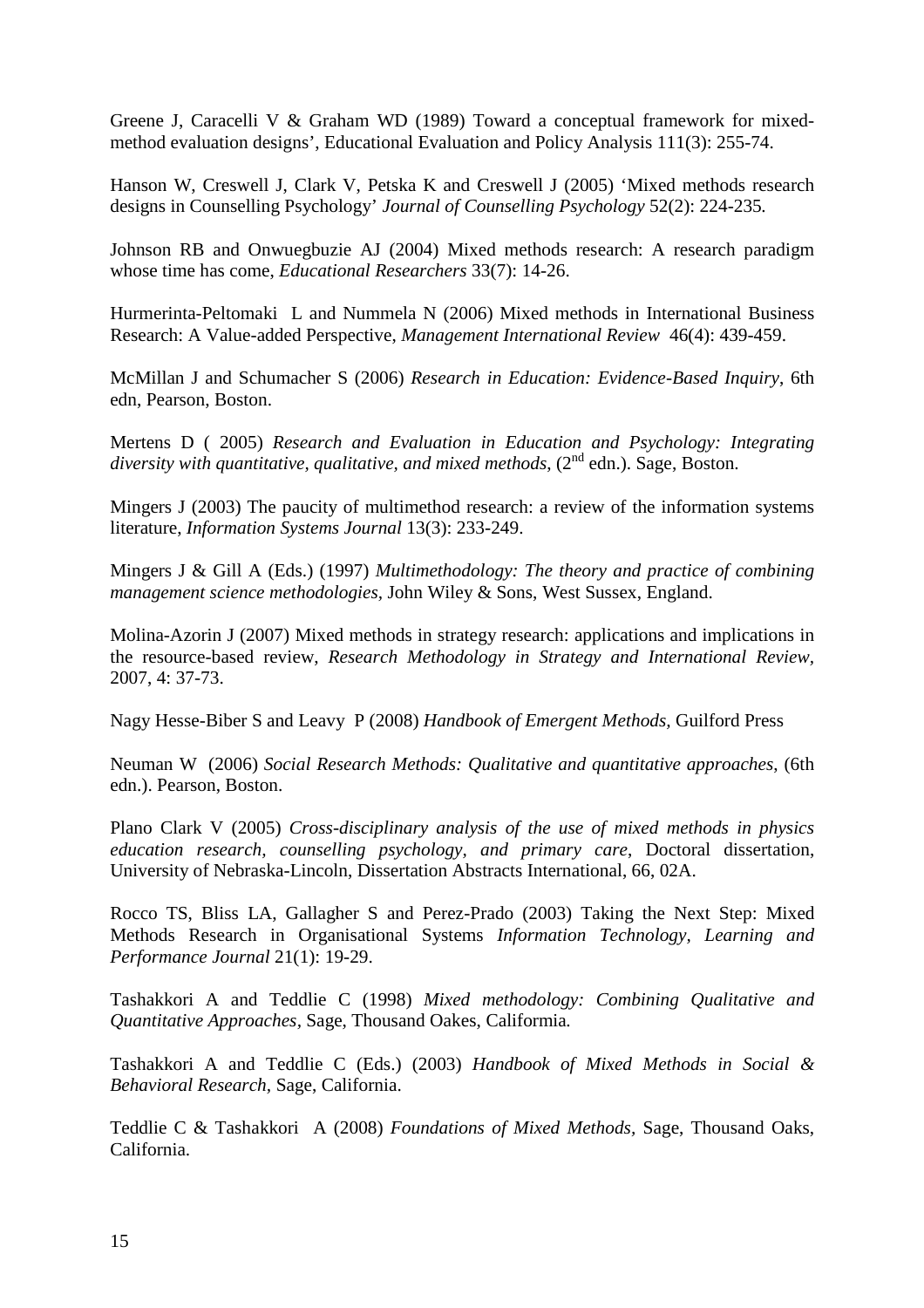Greene J, Caracelli V & Graham WD (1989) Toward a conceptual framework for mixed-method evaluation designs', Educational Evaluation and Policy Analysis 111(3): 255-74.

Hanson W, Creswell J, Clark V, Petska K and Creswell J (2005) 'Mixed methods research designs in Counselling Psychology' *Journal of Counselling Psychology* 52(2): 224-235.

Johnson RB and Onwuegbuzie AJ (2004) Mixed methods research: A research paradigm whose time has come, *Educational Researchers* 33(7): 14-26.

Hurmerinta-Peltomaki L and Nummela N (2006) Mixed methods in International Business Research: A Value-added Perspective, *Management International Review* 46(4): 439-459.

McMillan J and Schumacher S (2006) *Research in Education: Evidence-Based Inquiry*, 6th edn, Pearson, Boston.

Mertens D ( 2005) *Research and Evaluation in Education and Psychology: Integrating diversity with quantitative, qualitative, and mixed methods*, (2nd edn.). Sage, Boston.

Mingers J (2003) The paucity of multimethod research: a review of the information systems literature, *Information Systems Journal* 13(3): 233-249.

Mingers J & Gill A (Eds.) (1997) *Multimethodology: The theory and practice of combining management science methodologies*, John Wiley & Sons, West Sussex, England.

Molina-Azorin J (2007) Mixed methods in strategy research: applications and implications in the resource-based review, *Research Methodology in Strategy and International Review*, 2007, 4: 37-73.

Nagy Hesse-Biber S and Leavy P (2008) *Handbook of Emergent Methods*, Guilford Press

Neuman W (2006) *Social Research Methods: Qualitative and quantitative approaches*, (6th edn.). Pearson, Boston.

Plano Clark V (2005) *Cross-disciplinary analysis of the use of mixed methods in physics education research, counselling psychology, and primary care*, Doctoral dissertation, University of Nebraska-Lincoln, Dissertation Abstracts International, 66, 02A.

Rocco TS, Bliss LA, Gallagher S and Perez-Prado (2003) Taking the Next Step: Mixed Methods Research in Organisational Systems *Information Technology, Learning and Performance Journal* 21(1): 19-29.

Tashakkori A and Teddlie C (1998) *Mixed methodology: Combining Qualitative and Quantitative Approaches*, Sage, Thousand Oakes, Californmia.

Tashakkori A and Teddlie C (Eds.) (2003) *Handbook of Mixed Methods in Social & Behavioral Research*, Sage, California.

Teddlie C & Tashakkori A (2008) *Foundations of Mixed Methods*, Sage, Thousand Oaks, California.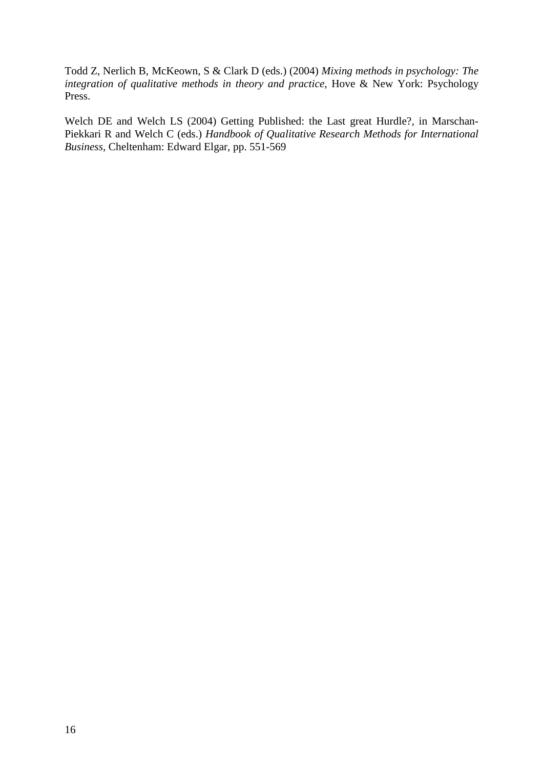Todd Z, Nerlich B, McKeown, S & Clark D (eds.) (2004) *Mixing methods in psychology: The integration of qualitative methods in theory and practice*, Hove & New York: Psychology Press.

Welch DE and Welch LS (2004) Getting Published: the Last great Hurdle?, in Marschan-Piekkari R and Welch C (eds.) *Handbook of Qualitative Research Methods for International Business*, Cheltenham: Edward Elgar, pp. 551-569